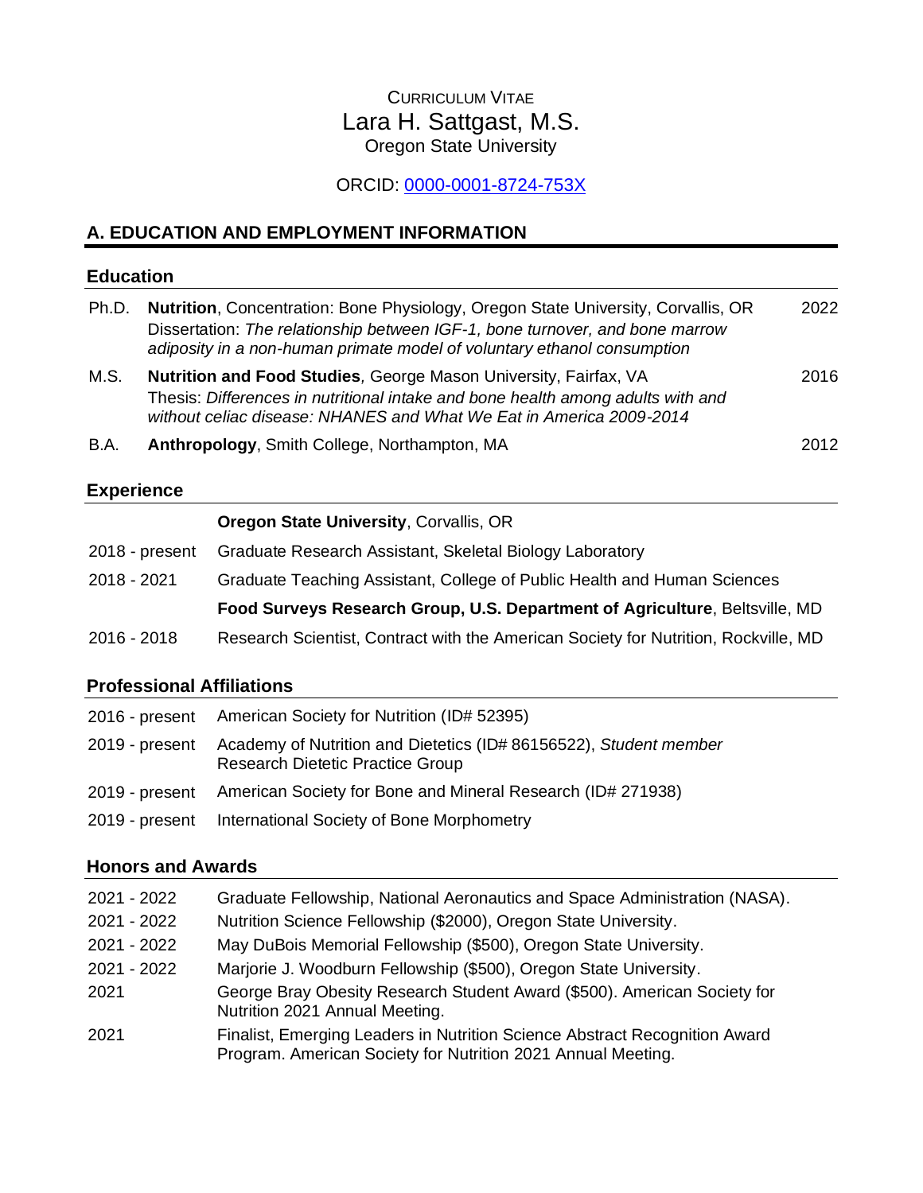# CURRICULUM VITAE

# Lara H. Sattgast, M.S.

Oregon State University

ORCID: [0000-0001-8724-753X](https://orcid.org/0000-0001-8724-753X)

## A. EDUCATION AND EMPLOYMENT INFORMATION

### Education

| | | |
|---|---|---|
| Ph.D. | **Nutrition**, Concentration: Bone Physiology, Oregon State University, Corvallis, OR<br>Dissertation: *The relationship between IGF-1, bone turnover, and bone marrow adiposity in a non-human primate model of voluntary ethanol consumption* | 2022 |
| M.S. | **Nutrition and Food Studies***,* George Mason University, Fairfax, VA<br>Thesis: *Differences in nutritional intake and bone health among adults with and without celiac disease: NHANES and What We Eat in America 2009-2014* | 2016 |
| B.A. | **Anthropology**, Smith College, Northampton, MA | 2012 |

### Experience

| | |
|---|---|
| | **Oregon State University**, Corvallis, OR |
| 2018 - present | Graduate Research Assistant, Skeletal Biology Laboratory |
| 2018 - 2021 | Graduate Teaching Assistant, College of Public Health and Human Sciences |
| | **Food Surveys Research Group, U.S. Department of Agriculture**, Beltsville, MD |
| 2016 - 2018 | Research Scientist, Contract with the American Society for Nutrition, Rockville, MD |

### Professional Affiliations

| | |
|---|---|
| 2016 - present | American Society for Nutrition (ID# 52395) |
| 2019 - present | Academy of Nutrition and Dietetics (ID# 86156522), *Student member*<br>Research Dietetic Practice Group |
| 2019 - present | American Society for Bone and Mineral Research (ID# 271938) |
| 2019 - present | International Society of Bone Morphometry |

### Honors and Awards

| | |
|---|---|
| 2021 - 2022 | Graduate Fellowship, National Aeronautics and Space Administration (NASA). |
| 2021 - 2022 | Nutrition Science Fellowship ($2000), Oregon State University. |
| 2021 - 2022 | May DuBois Memorial Fellowship ($500), Oregon State University. |
| 2021 - 2022 | Marjorie J. Woodburn Fellowship ($500), Oregon State University. |
| 2021 | George Bray Obesity Research Student Award ($500). American Society for Nutrition 2021 Annual Meeting. |
| 2021 | Finalist, Emerging Leaders in Nutrition Science Abstract Recognition Award Program. American Society for Nutrition 2021 Annual Meeting. |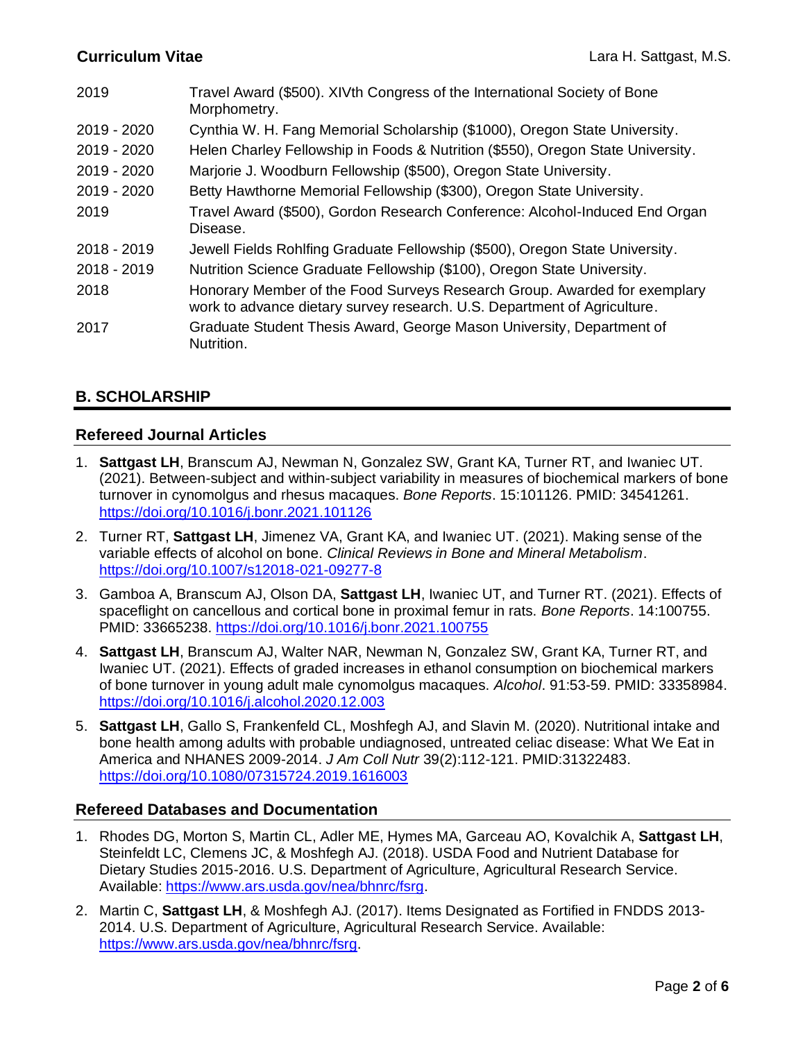| | |
|---|---|
| 2019 | Travel Award ($500). XIVth Congress of the International Society of Bone Morphometry. |
| 2019 - 2020 | Cynthia W. H. Fang Memorial Scholarship ($1000), Oregon State University. |
| 2019 - 2020 | Helen Charley Fellowship in Foods & Nutrition ($550), Oregon State University. |
| 2019 - 2020 | Marjorie J. Woodburn Fellowship ($500), Oregon State University. |
| 2019 - 2020 | Betty Hawthorne Memorial Fellowship ($300), Oregon State University. |
| 2019 | Travel Award ($500), Gordon Research Conference: Alcohol-Induced End Organ Disease. |
| 2018 - 2019 | Jewell Fields Rohlfing Graduate Fellowship ($500), Oregon State University. |
| 2018 - 2019 | Nutrition Science Graduate Fellowship ($100), Oregon State University. |
| 2018 | Honorary Member of the Food Surveys Research Group. Awarded for exemplary work to advance dietary survey research. U.S. Department of Agriculture. |
| 2017 | Graduate Student Thesis Award, George Mason University, Department of Nutrition. |

## B. SCHOLARSHIP

### Refereed Journal Articles

1. **Sattgast LH**, Branscum AJ, Newman N, Gonzalez SW, Grant KA, Turner RT, and Iwaniec UT. (2021). Between-subject and within-subject variability in measures of biochemical markers of bone turnover in cynomolgus and rhesus macaques. *Bone Reports*. 15:101126. PMID: 34541261. https://doi.org/10.1016/j.bonr.2021.101126
2. Turner RT, **Sattgast LH**, Jimenez VA, Grant KA, and Iwaniec UT. (2021). Making sense of the variable effects of alcohol on bone. *Clinical Reviews in Bone and Mineral Metabolism*. https://doi.org/10.1007/s12018-021-09277-8
3. Gamboa A, Branscum AJ, Olson DA, **Sattgast LH**, Iwaniec UT, and Turner RT. (2021). Effects of spaceflight on cancellous and cortical bone in proximal femur in rats. *Bone Reports*. 14:100755. PMID: 33665238. https://doi.org/10.1016/j.bonr.2021.100755
4. **Sattgast LH**, Branscum AJ, Walter NAR, Newman N, Gonzalez SW, Grant KA, Turner RT, and Iwaniec UT. (2021). Effects of graded increases in ethanol consumption on biochemical markers of bone turnover in young adult male cynomolgus macaques. *Alcohol*. 91:53-59. PMID: 33358984. https://doi.org/10.1016/j.alcohol.2020.12.003
5. **Sattgast LH**, Gallo S, Frankenfeld CL, Moshfegh AJ, and Slavin M. (2020). Nutritional intake and bone health among adults with probable undiagnosed, untreated celiac disease: What We Eat in America and NHANES 2009-2014. *J Am Coll Nutr* 39(2):112-121. PMID:31322483. https://doi.org/10.1080/07315724.2019.1616003

### Refereed Databases and Documentation

1. Rhodes DG, Morton S, Martin CL, Adler ME, Hymes MA, Garceau AO, Kovalchik A, **Sattgast LH**, Steinfeldt LC, Clemens JC, & Moshfegh AJ. (2018). USDA Food and Nutrient Database for Dietary Studies 2015-2016. U.S. Department of Agriculture, Agricultural Research Service. Available: https://www.ars.usda.gov/nea/bhnrc/fsrg.
2. Martin C, **Sattgast LH**, & Moshfegh AJ. (2017). Items Designated as Fortified in FNDDS 2013-2014. U.S. Department of Agriculture, Agricultural Research Service. Available: https://www.ars.usda.gov/nea/bhnrc/fsrg.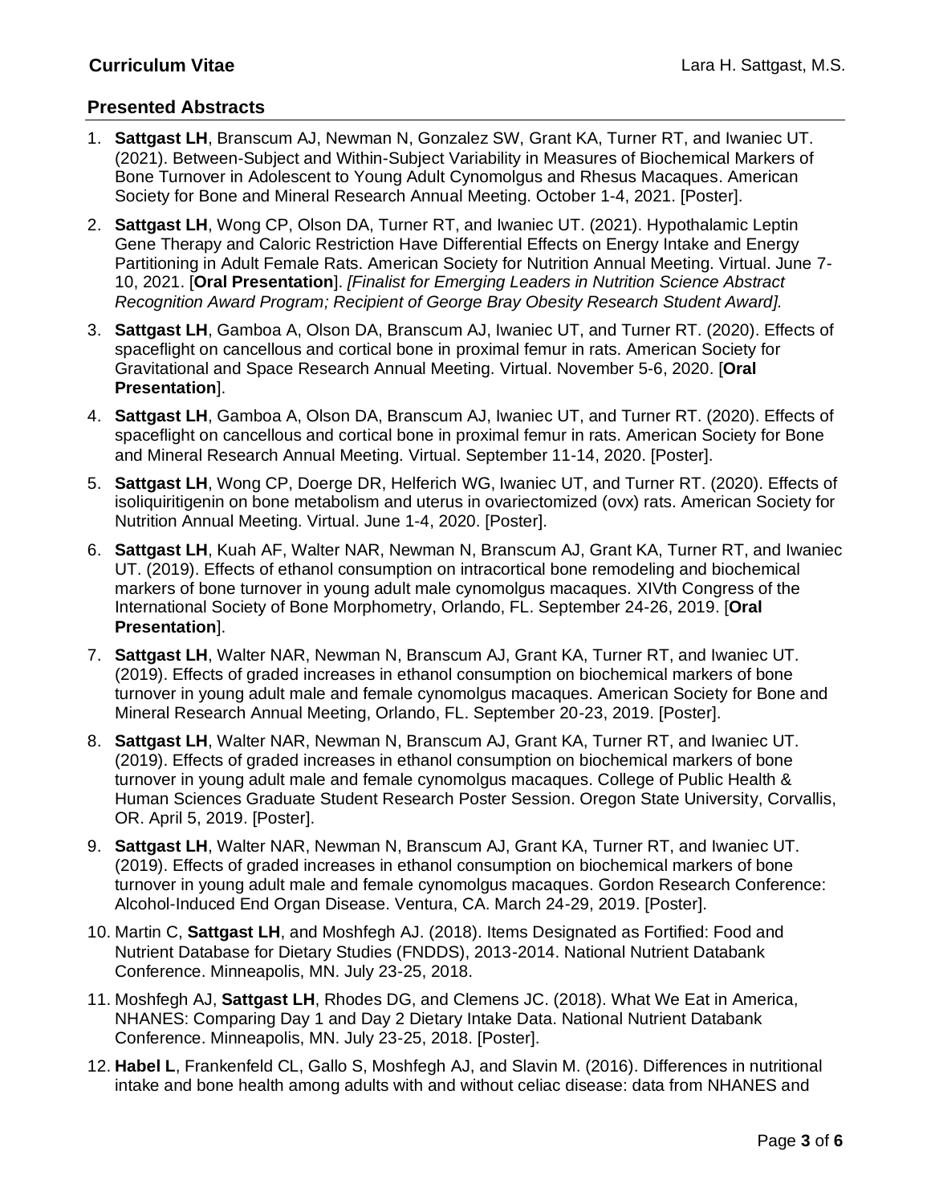## Presented Abstracts

1. **Sattgast LH**, Branscum AJ, Newman N, Gonzalez SW, Grant KA, Turner RT, and Iwaniec UT. (2021). Between-Subject and Within-Subject Variability in Measures of Biochemical Markers of Bone Turnover in Adolescent to Young Adult Cynomolgus and Rhesus Macaques. American Society for Bone and Mineral Research Annual Meeting. October 1-4, 2021. [Poster].
2. **Sattgast LH**, Wong CP, Olson DA, Turner RT, and Iwaniec UT. (2021). Hypothalamic Leptin Gene Therapy and Caloric Restriction Have Differential Effects on Energy Intake and Energy Partitioning in Adult Female Rats. American Society for Nutrition Annual Meeting. Virtual. June 7-10, 2021. [**Oral Presentation**]. *[Finalist for Emerging Leaders in Nutrition Science Abstract Recognition Award Program; Recipient of George Bray Obesity Research Student Award].*
3. **Sattgast LH**, Gamboa A, Olson DA, Branscum AJ, Iwaniec UT, and Turner RT. (2020). Effects of spaceflight on cancellous and cortical bone in proximal femur in rats. American Society for Gravitational and Space Research Annual Meeting. Virtual. November 5-6, 2020. [**Oral Presentation**].
4. **Sattgast LH**, Gamboa A, Olson DA, Branscum AJ, Iwaniec UT, and Turner RT. (2020). Effects of spaceflight on cancellous and cortical bone in proximal femur in rats. American Society for Bone and Mineral Research Annual Meeting. Virtual. September 11-14, 2020. [Poster].
5. **Sattgast LH**, Wong CP, Doerge DR, Helferich WG, Iwaniec UT, and Turner RT. (2020). Effects of isoliquiritigenin on bone metabolism and uterus in ovariectomized (ovx) rats. American Society for Nutrition Annual Meeting. Virtual. June 1-4, 2020. [Poster].
6. **Sattgast LH**, Kuah AF, Walter NAR, Newman N, Branscum AJ, Grant KA, Turner RT, and Iwaniec UT. (2019). Effects of ethanol consumption on intracortical bone remodeling and biochemical markers of bone turnover in young adult male cynomolgus macaques. XIVth Congress of the International Society of Bone Morphometry, Orlando, FL. September 24-26, 2019. [**Oral Presentation**].
7. **Sattgast LH**, Walter NAR, Newman N, Branscum AJ, Grant KA, Turner RT, and Iwaniec UT. (2019). Effects of graded increases in ethanol consumption on biochemical markers of bone turnover in young adult male and female cynomolgus macaques. American Society for Bone and Mineral Research Annual Meeting, Orlando, FL. September 20-23, 2019. [Poster].
8. **Sattgast LH**, Walter NAR, Newman N, Branscum AJ, Grant KA, Turner RT, and Iwaniec UT. (2019). Effects of graded increases in ethanol consumption on biochemical markers of bone turnover in young adult male and female cynomolgus macaques. College of Public Health & Human Sciences Graduate Student Research Poster Session. Oregon State University, Corvallis, OR. April 5, 2019. [Poster].
9. **Sattgast LH**, Walter NAR, Newman N, Branscum AJ, Grant KA, Turner RT, and Iwaniec UT. (2019). Effects of graded increases in ethanol consumption on biochemical markers of bone turnover in young adult male and female cynomolgus macaques. Gordon Research Conference: Alcohol-Induced End Organ Disease. Ventura, CA. March 24-29, 2019. [Poster].
10. Martin C, **Sattgast LH**, and Moshfegh AJ. (2018). Items Designated as Fortified: Food and Nutrient Database for Dietary Studies (FNDDS), 2013-2014. National Nutrient Databank Conference. Minneapolis, MN. July 23-25, 2018.
11. Moshfegh AJ, **Sattgast LH**, Rhodes DG, and Clemens JC. (2018). What We Eat in America, NHANES: Comparing Day 1 and Day 2 Dietary Intake Data. National Nutrient Databank Conference. Minneapolis, MN. July 23-25, 2018. [Poster].
12. **Habel L**, Frankenfeld CL, Gallo S, Moshfegh AJ, and Slavin M. (2016). Differences in nutritional intake and bone health among adults with and without celiac disease: data from NHANES and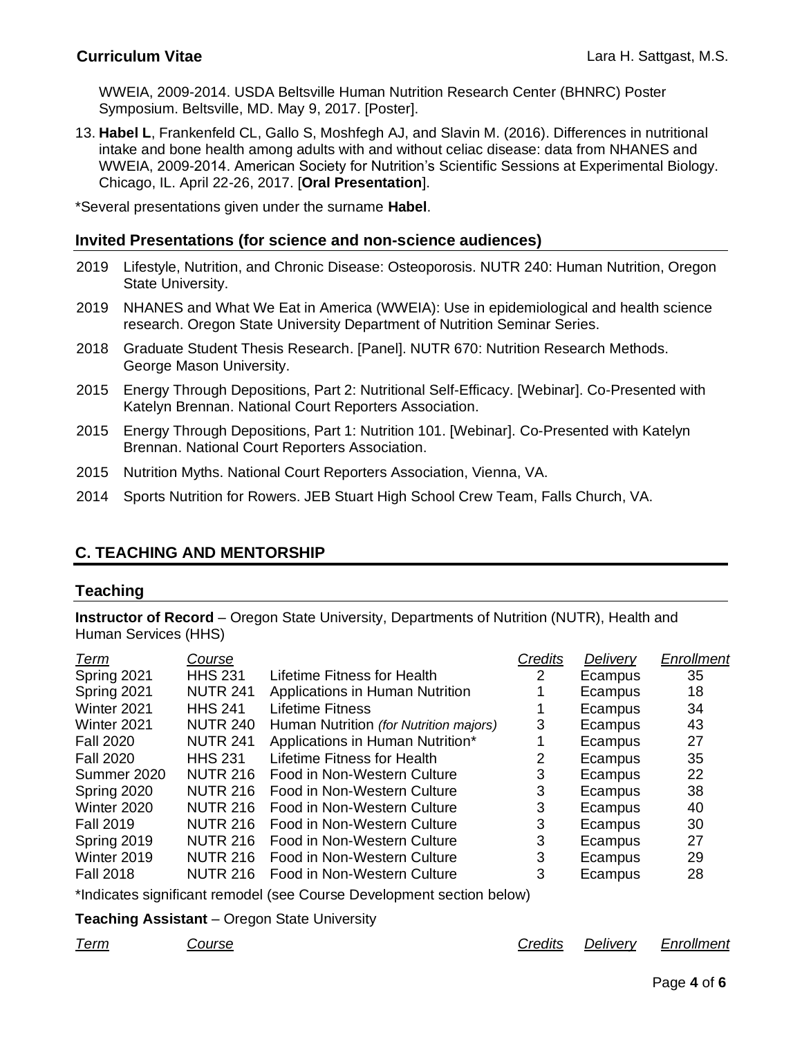WWEIA, 2009-2014. USDA Beltsville Human Nutrition Research Center (BHNRC) Poster Symposium. Beltsville, MD. May 9, 2017. [Poster].

13. **Habel L**, Frankenfeld CL, Gallo S, Moshfegh AJ, and Slavin M. (2016). Differences in nutritional intake and bone health among adults with and without celiac disease: data from NHANES and WWEIA, 2009-2014. American Society for Nutrition's Scientific Sessions at Experimental Biology. Chicago, IL. April 22-26, 2017. [**Oral Presentation**].

*Several presentations given under the surname **Habel**.

### Invited Presentations (for science and non-science audiences)

2019 Lifestyle, Nutrition, and Chronic Disease: Osteoporosis. NUTR 240: Human Nutrition, Oregon State University.

2019 NHANES and What We Eat in America (WWEIA): Use in epidemiological and health science research. Oregon State University Department of Nutrition Seminar Series.

2018 Graduate Student Thesis Research. [Panel]. NUTR 670: Nutrition Research Methods. George Mason University.

2015 Energy Through Depositions, Part 2: Nutritional Self-Efficacy. [Webinar]. Co-Presented with Katelyn Brennan. National Court Reporters Association.

2015 Energy Through Depositions, Part 1: Nutrition 101. [Webinar]. Co-Presented with Katelyn Brennan. National Court Reporters Association.

2015 Nutrition Myths. National Court Reporters Association, Vienna, VA.

2014 Sports Nutrition for Rowers. JEB Stuart High School Crew Team, Falls Church, VA.

## C. TEACHING AND MENTORSHIP

### Teaching

**Instructor of Record** – Oregon State University, Departments of Nutrition (NUTR), Health and Human Services (HHS)

| *Term* | *Course* | | *Credits* | *Delivery* | *Enrollment* |
|---|---|---|---|---|---|
| Spring 2021 | HHS 231 | Lifetime Fitness for Health | 2 | Ecampus | 35 |
| Spring 2021 | NUTR 241 | Applications in Human Nutrition | 1 | Ecampus | 18 |
| Winter 2021 | HHS 241 | Lifetime Fitness | 1 | Ecampus | 34 |
| Winter 2021 | NUTR 240 | Human Nutrition *(for Nutrition majors)* | 3 | Ecampus | 43 |
| Fall 2020 | NUTR 241 | Applications in Human Nutrition* | 1 | Ecampus | 27 |
| Fall 2020 | HHS 231 | Lifetime Fitness for Health | 2 | Ecampus | 35 |
| Summer 2020 | NUTR 216 | Food in Non-Western Culture | 3 | Ecampus | 22 |
| Spring 2020 | NUTR 216 | Food in Non-Western Culture | 3 | Ecampus | 38 |
| Winter 2020 | NUTR 216 | Food in Non-Western Culture | 3 | Ecampus | 40 |
| Fall 2019 | NUTR 216 | Food in Non-Western Culture | 3 | Ecampus | 30 |
| Spring 2019 | NUTR 216 | Food in Non-Western Culture | 3 | Ecampus | 27 |
| Winter 2019 | NUTR 216 | Food in Non-Western Culture | 3 | Ecampus | 29 |
| Fall 2018 | NUTR 216 | Food in Non-Western Culture | 3 | Ecampus | 28 |

*Indicates significant remodel (see Course Development section below)

**Teaching Assistant** – Oregon State University

| *Term* | *Course* | *Credits* | *Delivery* | *Enrollment* |
|---|---|---|---|---|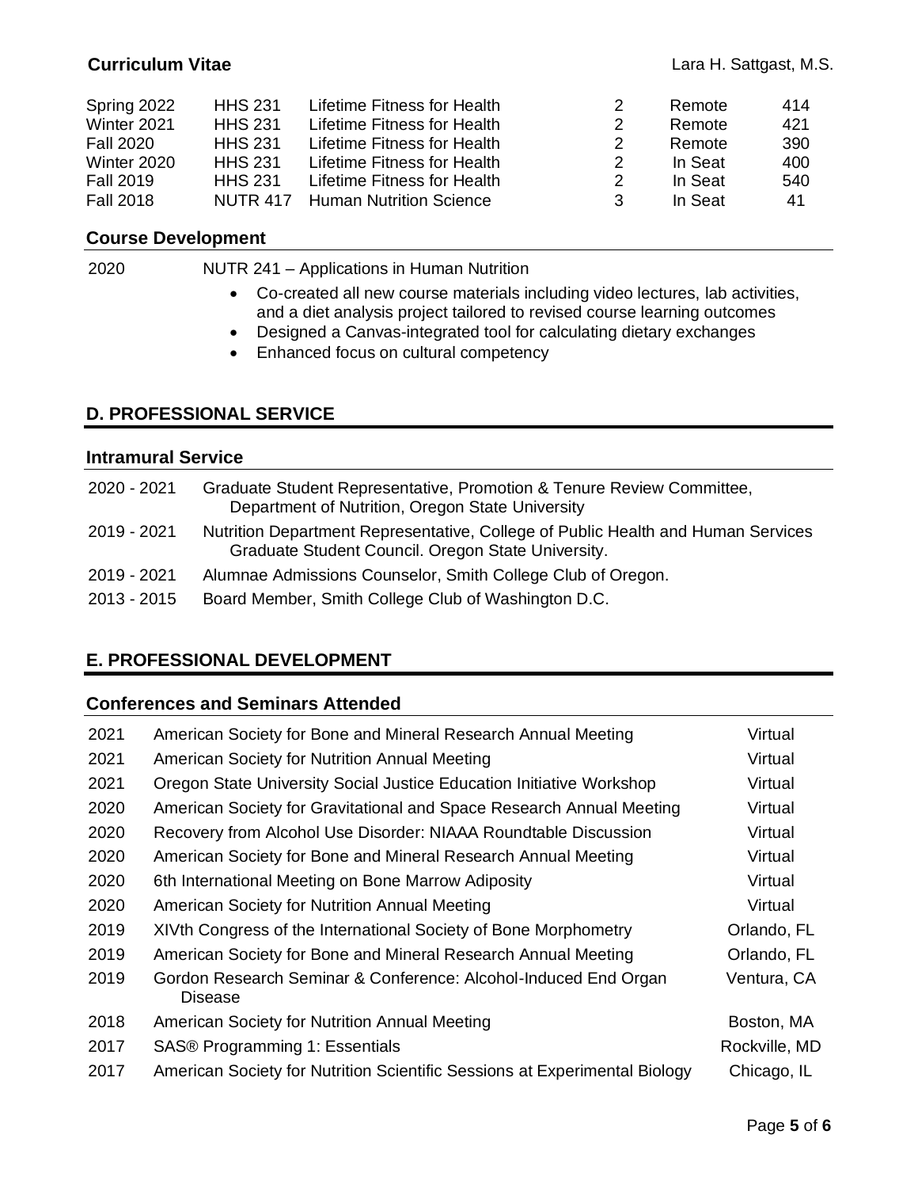| | | | | | |
|---|---|---|---|---|---|
| Spring 2022 | HHS 231 | Lifetime Fitness for Health | 2 | Remote | 414 |
| Winter 2021 | HHS 231 | Lifetime Fitness for Health | 2 | Remote | 421 |
| Fall 2020 | HHS 231 | Lifetime Fitness for Health | 2 | Remote | 390 |
| Winter 2020 | HHS 231 | Lifetime Fitness for Health | 2 | In Seat | 400 |
| Fall 2019 | HHS 231 | Lifetime Fitness for Health | 2 | In Seat | 540 |
| Fall 2018 | NUTR 417 | Human Nutrition Science | 3 | In Seat | 41 |

### Course Development

2020 NUTR 241 – Applications in Human Nutrition

- Co-created all new course materials including video lectures, lab activities, and a diet analysis project tailored to revised course learning outcomes
- Designed a Canvas-integrated tool for calculating dietary exchanges
- Enhanced focus on cultural competency

## D. PROFESSIONAL SERVICE

### Intramural Service

| | |
|---|---|
| 2020 - 2021 | Graduate Student Representative, Promotion & Tenure Review Committee, Department of Nutrition, Oregon State University |
| 2019 - 2021 | Nutrition Department Representative, College of Public Health and Human Services Graduate Student Council. Oregon State University. |
| 2019 - 2021 | Alumnae Admissions Counselor, Smith College Club of Oregon. |
| 2013 - 2015 | Board Member, Smith College Club of Washington D.C. |

## E. PROFESSIONAL DEVELOPMENT

### Conferences and Seminars Attended

| | | |
|---|---|---|
| 2021 | American Society for Bone and Mineral Research Annual Meeting | Virtual |
| 2021 | American Society for Nutrition Annual Meeting | Virtual |
| 2021 | Oregon State University Social Justice Education Initiative Workshop | Virtual |
| 2020 | American Society for Gravitational and Space Research Annual Meeting | Virtual |
| 2020 | Recovery from Alcohol Use Disorder: NIAAA Roundtable Discussion | Virtual |
| 2020 | American Society for Bone and Mineral Research Annual Meeting | Virtual |
| 2020 | 6th International Meeting on Bone Marrow Adiposity | Virtual |
| 2020 | American Society for Nutrition Annual Meeting | Virtual |
| 2019 | XIVth Congress of the International Society of Bone Morphometry | Orlando, FL |
| 2019 | American Society for Bone and Mineral Research Annual Meeting | Orlando, FL |
| 2019 | Gordon Research Seminar & Conference: Alcohol-Induced End Organ Disease | Ventura, CA |
| 2018 | American Society for Nutrition Annual Meeting | Boston, MA |
| 2017 | SAS® Programming 1: Essentials | Rockville, MD |
| 2017 | American Society for Nutrition Scientific Sessions at Experimental Biology | Chicago, IL |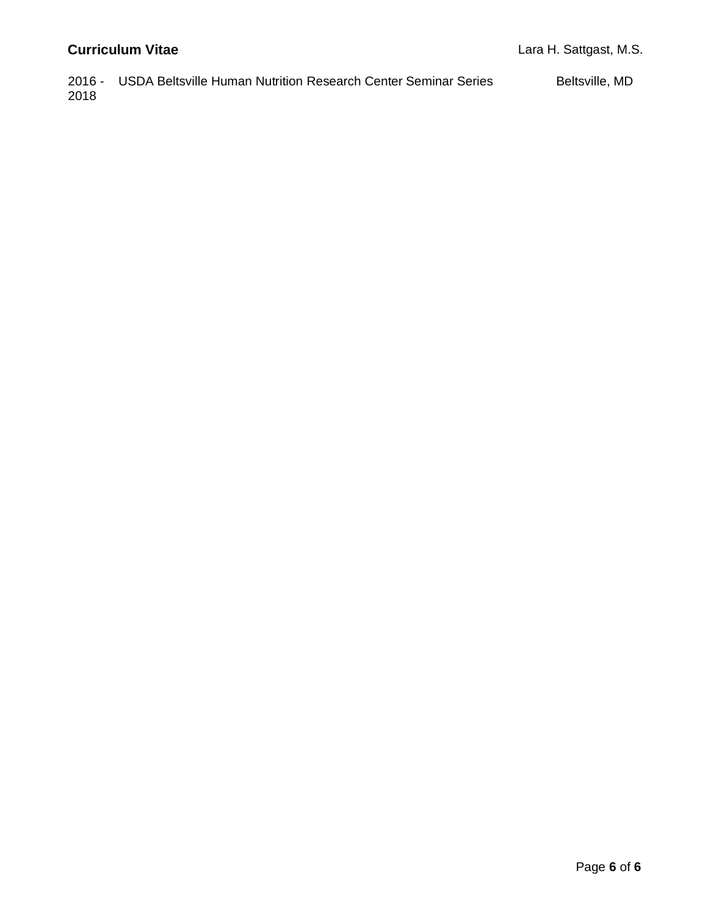2016 - 2018 USDA Beltsville Human Nutrition Research Center Seminar Series Beltsville, MD